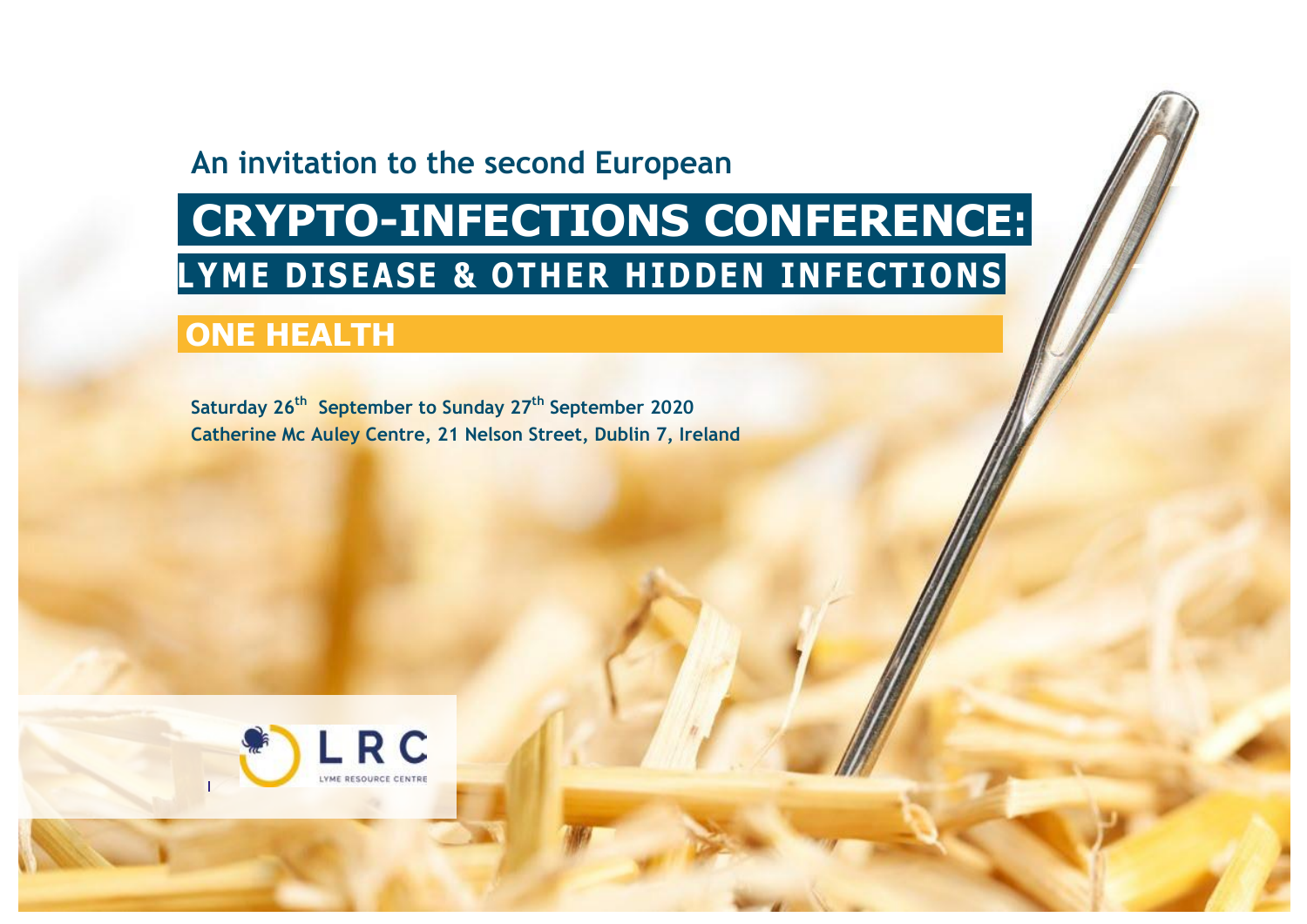An invitation to the second European

# CRYPTO-INFECTIONS CONFERENCE:

## LYME DISEASE & OTHER HIDDEN INFECTIONS

## ONE HEALTH

**Saturday 26th September to Sunday 27th September 2020**
**Catherine Mc Auley Centre, 21 Nelson Street, Dublin 7, Ireland**

LRC
LYME RESOURCE CENTRE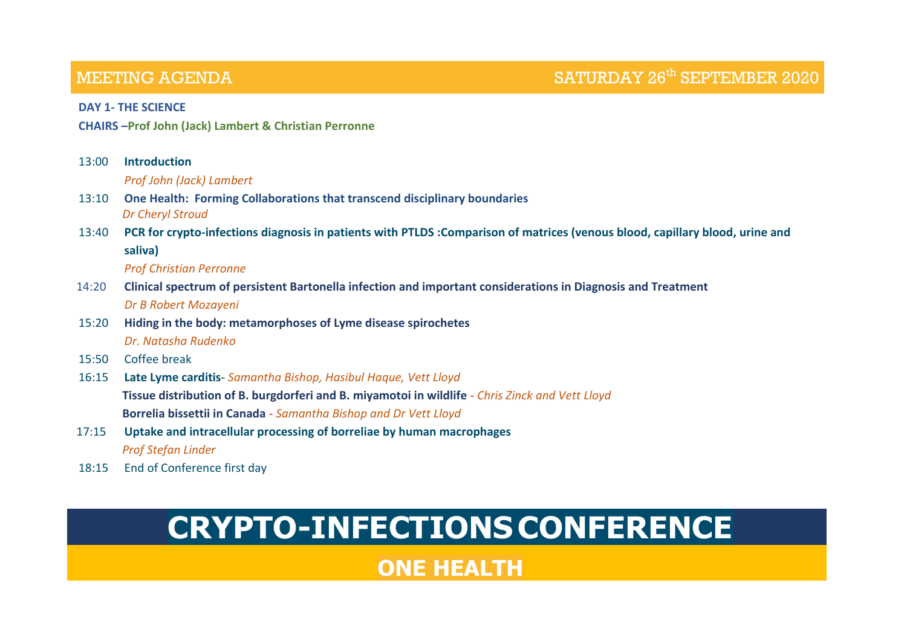# MEETING AGENDA — SATURDAY 26th SEPTEMBER 2020

**DAY 1- THE SCIENCE**

**CHAIRS –Prof John (Jack) Lambert & Christian Perronne**

13:00 **Introduction**
*Prof John (Jack) Lambert*

13:10 **One Health: Forming Collaborations that transcend disciplinary boundaries**
*Dr Cheryl Stroud*

13:40 **PCR for crypto-infections diagnosis in patients with PTLDS :Comparison of matrices (venous blood, capillary blood, urine and saliva)**
*Prof Christian Perronne*

14:20 **Clinical spectrum of persistent Bartonella infection and important considerations in Diagnosis and Treatment**
*Dr B Robert Mozayeni*

15:20 **Hiding in the body: metamorphoses of Lyme disease spirochetes**
*Dr. Natasha Rudenko*

15:50 Coffee break

16:15 **Late Lyme carditis**- *Samantha Bishop, Hasibul Haque, Vett Lloyd*
**Tissue distribution of B. burgdorferi and B. miyamotoi in wildlife** - *Chris Zinck and Vett Lloyd*
**Borrelia bissettii in Canada** - *Samantha Bishop and Dr Vett Lloyd*

17:15 **Uptake and intracellular processing of borreliae by human macrophages**
*Prof Stefan Linder*

18:15 End of Conference first day

# CRYPTO-INFECTIONS CONFERENCE

## ONE HEALTH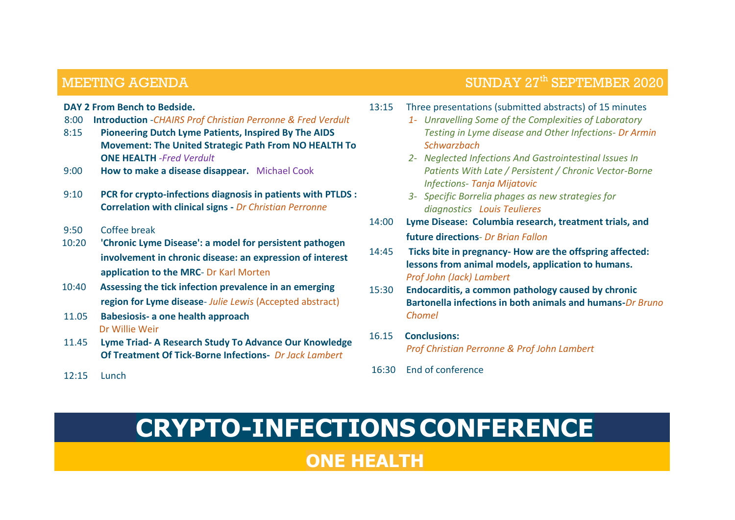## MEETING AGENDA — SUNDAY 27th SEPTEMBER 2020

**DAY 2 From Bench to Bedside.**

8:00 **Introduction** -*CHAIRS Prof Christian Perronne & Fred Verdult*

8:15 **Pioneering Dutch Lyme Patients, Inspired By The AIDS Movement: The United Strategic Path From NO HEALTH To ONE HEALTH** -*Fred Verdult*

9:00 **How to make a disease disappear.** Michael Cook

9:10 **PCR for crypto-infections diagnosis in patients with PTLDS : Correlation with clinical signs -** *Dr Christian Perronne*

9:50 Coffee break

10:20 **'Chronic Lyme Disease': a model for persistent pathogen involvement in chronic disease: an expression of interest application to the MRC**- Dr Karl Morten

10:40 **Assessing the tick infection prevalence in an emerging region for Lyme disease**- *Julie Lewis* (Accepted abstract)

11.05 **Babesiosis- a one health approach** Dr Willie Weir

11.45 **Lyme Triad- A Research Study To Advance Our Knowledge Of Treatment Of Tick-Borne Infections-** *Dr Jack Lambert*

12:15 Lunch

13:15 Three presentations (submitted abstracts) of 15 minutes

1. *Unravelling Some of the Complexities of Laboratory Testing in Lyme disease and Other Infections- Dr Armin Schwarzbach*
2. *Neglected Infections And Gastrointestinal Issues In Patients With Late / Persistent / Chronic Vector-Borne Infections- Tanja Mijatovic*
3. *Specific Borrelia phages as new strategies for diagnostics Louis Teulieres*

14:00 **Lyme Disease: Columbia research, treatment trials, and future directions**- *Dr Brian Fallon*

14:45 **Ticks bite in pregnancy- How are the offspring affected: lessons from animal models, application to humans.** *Prof John (Jack) Lambert*

15:30 **Endocarditis, a common pathology caused by chronic Bartonella infections in both animals and humans-***Dr Bruno Chomel*

16.15 **Conclusions:** *Prof Christian Perronne & Prof John Lambert*

16:30 End of conference

# CRYPTO-INFECTIONS CONFERENCE

## ONE HEALTH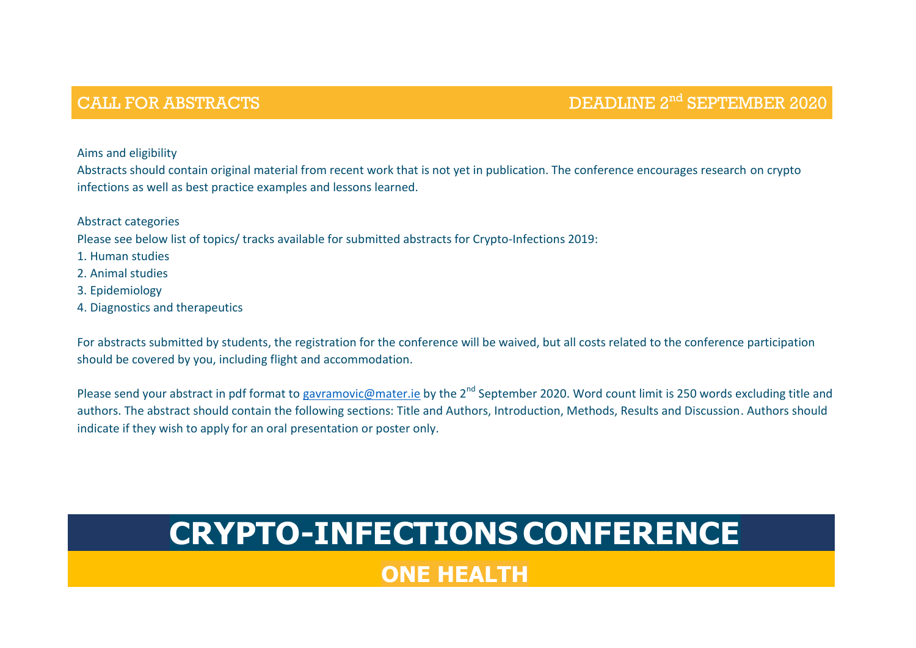## CALL FOR ABSTRACTS DEADLINE 2nd SEPTEMBER 2020

Aims and eligibility

Abstracts should contain original material from recent work that is not yet in publication. The conference encourages research on crypto infections as well as best practice examples and lessons learned.

Abstract categories

Please see below list of topics/ tracks available for submitted abstracts for Crypto-Infections 2019:

1. Human studies
2. Animal studies
3. Epidemiology
4. Diagnostics and therapeutics

For abstracts submitted by students, the registration for the conference will be waived, but all costs related to the conference participation should be covered by you, including flight and accommodation.

Please send your abstract in pdf format to gavramovic@mater.ie by the 2nd September 2020. Word count limit is 250 words excluding title and authors. The abstract should contain the following sections: Title and Authors, Introduction, Methods, Results and Discussion. Authors should indicate if they wish to apply for an oral presentation or poster only.

# CRYPTO-INFECTIONS CONFERENCE

## ONE HEALTH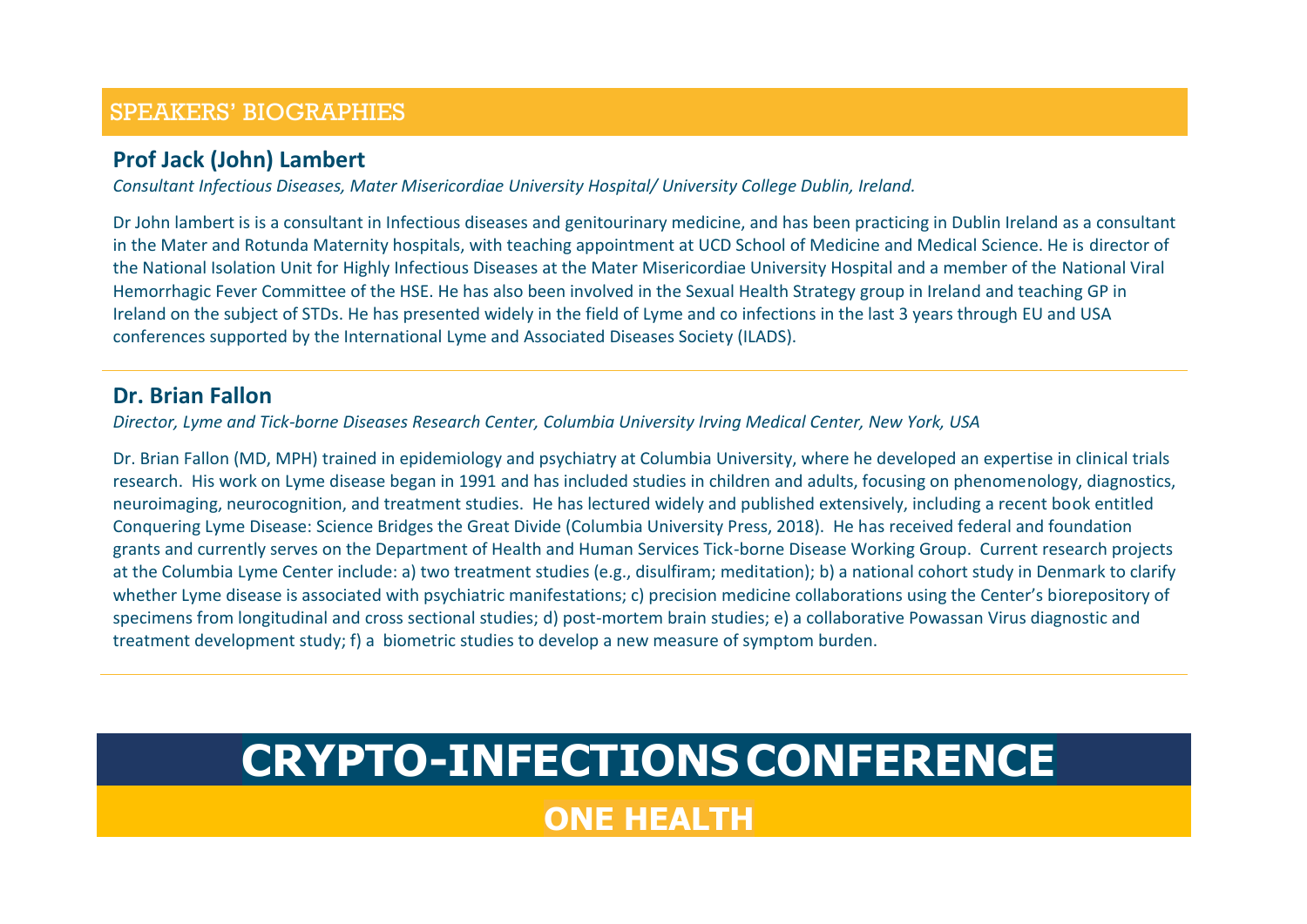## SPEAKERS' BIOGRAPHIES

### Prof Jack (John) Lambert

*Consultant Infectious Diseases, Mater Misericordiae University Hospital/ University College Dublin, Ireland.*

Dr John lambert is is a consultant in Infectious diseases and genitourinary medicine, and has been practicing in Dublin Ireland as a consultant in the Mater and Rotunda Maternity hospitals, with teaching appointment at UCD School of Medicine and Medical Science. He is director of the National Isolation Unit for Highly Infectious Diseases at the Mater Misericordiae University Hospital and a member of the National Viral Hemorrhagic Fever Committee of the HSE. He has also been involved in the Sexual Health Strategy group in Ireland and teaching GP in Ireland on the subject of STDs. He has presented widely in the field of Lyme and co infections in the last 3 years through EU and USA conferences supported by the International Lyme and Associated Diseases Society (ILADS).

---

### Dr. Brian Fallon

*Director, Lyme and Tick-borne Diseases Research Center, Columbia University Irving Medical Center, New York, USA*

Dr. Brian Fallon (MD, MPH) trained in epidemiology and psychiatry at Columbia University, where he developed an expertise in clinical trials research. His work on Lyme disease began in 1991 and has included studies in children and adults, focusing on phenomenology, diagnostics, neuroimaging, neurocognition, and treatment studies. He has lectured widely and published extensively, including a recent book entitled Conquering Lyme Disease: Science Bridges the Great Divide (Columbia University Press, 2018). He has received federal and foundation grants and currently serves on the Department of Health and Human Services Tick-borne Disease Working Group. Current research projects at the Columbia Lyme Center include: a) two treatment studies (e.g., disulfiram; meditation); b) a national cohort study in Denmark to clarify whether Lyme disease is associated with psychiatric manifestations; c) precision medicine collaborations using the Center's biorepository of specimens from longitudinal and cross sectional studies; d) post-mortem brain studies; e) a collaborative Powassan Virus diagnostic and treatment development study; f) a biometric studies to develop a new measure of symptom burden.

---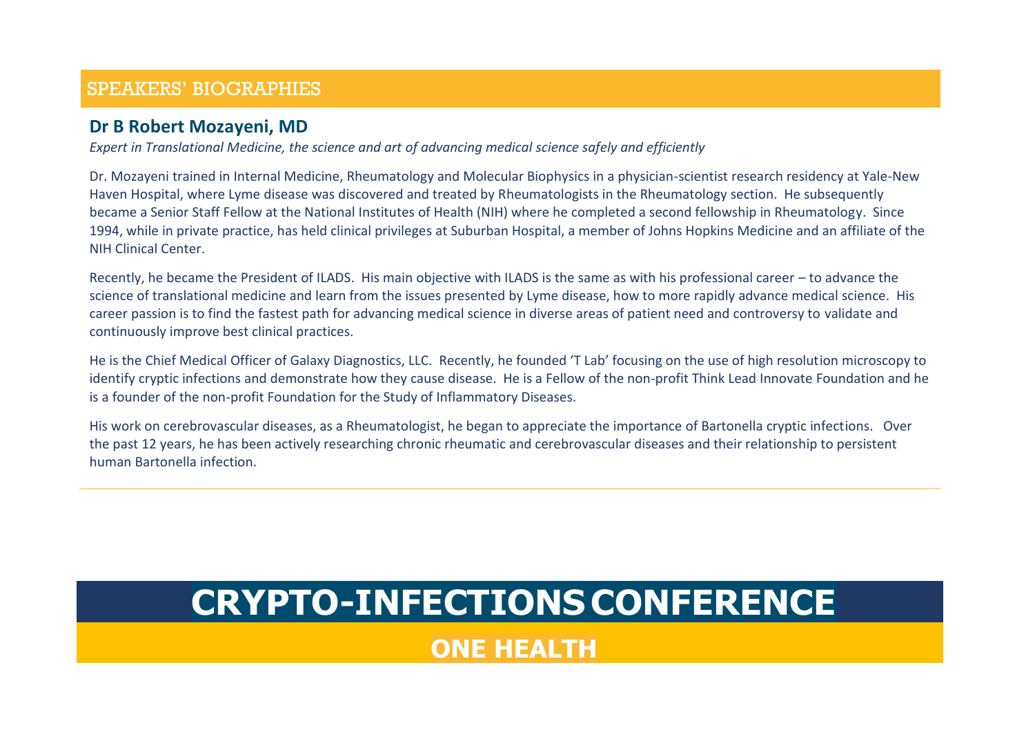## SPEAKERS' BIOGRAPHIES

### Dr B Robert Mozayeni, MD

*Expert in Translational Medicine, the science and art of advancing medical science safely and efficiently*

Dr. Mozayeni trained in Internal Medicine, Rheumatology and Molecular Biophysics in a physician-scientist research residency at Yale-New Haven Hospital, where Lyme disease was discovered and treated by Rheumatologists in the Rheumatology section. He subsequently became a Senior Staff Fellow at the National Institutes of Health (NIH) where he completed a second fellowship in Rheumatology. Since 1994, while in private practice, has held clinical privileges at Suburban Hospital, a member of Johns Hopkins Medicine and an affiliate of the NIH Clinical Center.

Recently, he became the President of ILADS. His main objective with ILADS is the same as with his professional career – to advance the science of translational medicine and learn from the issues presented by Lyme disease, how to more rapidly advance medical science. His career passion is to find the fastest path for advancing medical science in diverse areas of patient need and controversy to validate and continuously improve best clinical practices.

He is the Chief Medical Officer of Galaxy Diagnostics, LLC. Recently, he founded 'T Lab' focusing on the use of high resolution microscopy to identify cryptic infections and demonstrate how they cause disease. He is a Fellow of the non-profit Think Lead Innovate Foundation and he is a founder of the non-profit Foundation for the Study of Inflammatory Diseases.

His work on cerebrovascular diseases, as a Rheumatologist, he began to appreciate the importance of Bartonella cryptic infections. Over the past 12 years, he has been actively researching chronic rheumatic and cerebrovascular diseases and their relationship to persistent human Bartonella infection.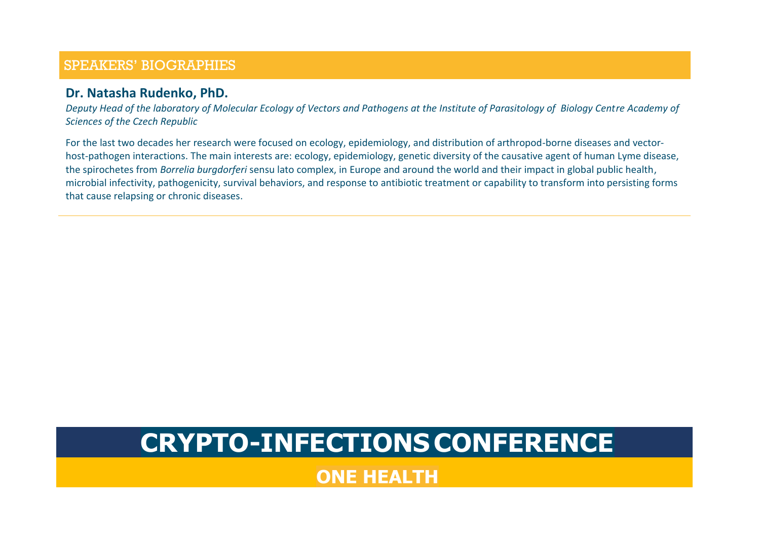## SPEAKERS' BIOGRAPHIES

### Dr. Natasha Rudenko, PhD.

*Deputy Head of the laboratory of Molecular Ecology of Vectors and Pathogens at the Institute of Parasitology of Biology Centre Academy of Sciences of the Czech Republic*

For the last two decades her research were focused on ecology, epidemiology, and distribution of arthropod-borne diseases and vector-host-pathogen interactions. The main interests are: ecology, epidemiology, genetic diversity of the causative agent of human Lyme disease, the spirochetes from *Borrelia burgdorferi* sensu lato complex, in Europe and around the world and their impact in global public health, microbial infectivity, pathogenicity, survival behaviors, and response to antibiotic treatment or capability to transform into persisting forms that cause relapsing or chronic diseases.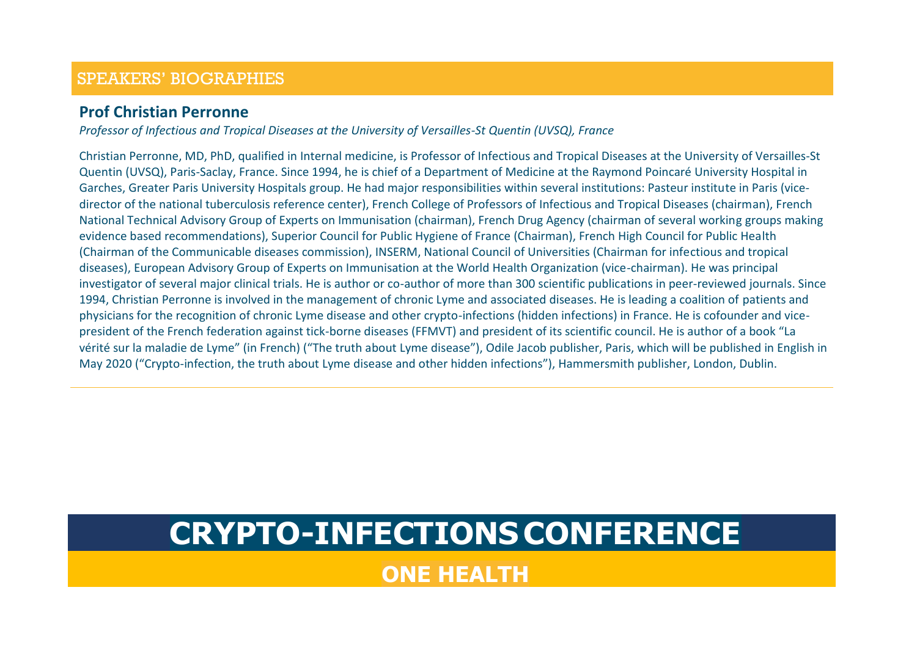## SPEAKERS' BIOGRAPHIES

### Prof Christian Perronne

*Professor of Infectious and Tropical Diseases at the University of Versailles-St Quentin (UVSQ), France*

Christian Perronne, MD, PhD, qualified in Internal medicine, is Professor of Infectious and Tropical Diseases at the University of Versailles-St Quentin (UVSQ), Paris-Saclay, France. Since 1994, he is chief of a Department of Medicine at the Raymond Poincaré University Hospital in Garches, Greater Paris University Hospitals group. He had major responsibilities within several institutions: Pasteur institute in Paris (vice-director of the national tuberculosis reference center), French College of Professors of Infectious and Tropical Diseases (chairman), French National Technical Advisory Group of Experts on Immunisation (chairman), French Drug Agency (chairman of several working groups making evidence based recommendations), Superior Council for Public Hygiene of France (Chairman), French High Council for Public Health (Chairman of the Communicable diseases commission), INSERM, National Council of Universities (Chairman for infectious and tropical diseases), European Advisory Group of Experts on Immunisation at the World Health Organization (vice-chairman). He was principal investigator of several major clinical trials. He is author or co-author of more than 300 scientific publications in peer-reviewed journals. Since 1994, Christian Perronne is involved in the management of chronic Lyme and associated diseases. He is leading a coalition of patients and physicians for the recognition of chronic Lyme disease and other crypto-infections (hidden infections) in France. He is cofounder and vice-president of the French federation against tick-borne diseases (FFMVT) and president of its scientific council. He is author of a book "La vérité sur la maladie de Lyme" (in French) ("The truth about Lyme disease"), Odile Jacob publisher, Paris, which will be published in English in May 2020 ("Crypto-infection, the truth about Lyme disease and other hidden infections"), Hammersmith publisher, London, Dublin.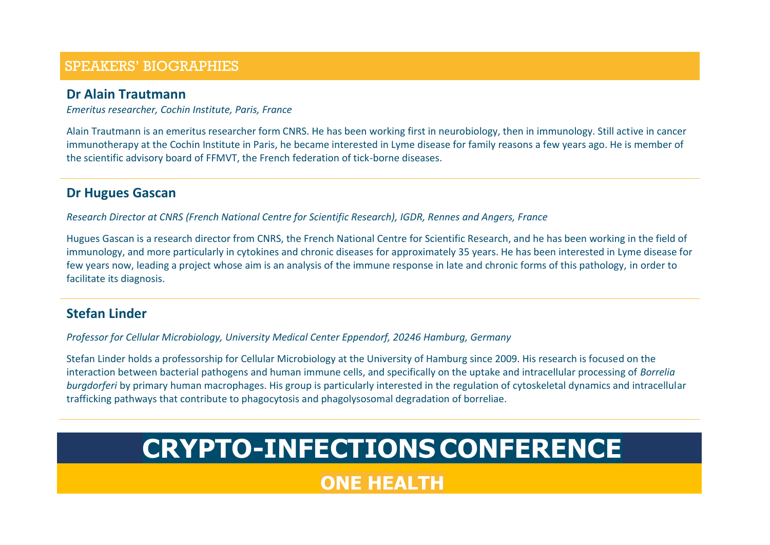## SPEAKERS' BIOGRAPHIES

### Dr Alain Trautmann

*Emeritus researcher, Cochin Institute, Paris, France*

Alain Trautmann is an emeritus researcher form CNRS. He has been working first in neurobiology, then in immunology. Still active in cancer immunotherapy at the Cochin Institute in Paris, he became interested in Lyme disease for family reasons a few years ago. He is member of the scientific advisory board of FFMVT, the French federation of tick-borne diseases.

### Dr Hugues Gascan

*Research Director at CNRS (French National Centre for Scientific Research), IGDR, Rennes and Angers, France*

Hugues Gascan is a research director from CNRS, the French National Centre for Scientific Research, and he has been working in the field of immunology, and more particularly in cytokines and chronic diseases for approximately 35 years. He has been interested in Lyme disease for few years now, leading a project whose aim is an analysis of the immune response in late and chronic forms of this pathology, in order to facilitate its diagnosis.

### Stefan Linder

*Professor for Cellular Microbiology, University Medical Center Eppendorf, 20246 Hamburg, Germany*

Stefan Linder holds a professorship for Cellular Microbiology at the University of Hamburg since 2009. His research is focused on the interaction between bacterial pathogens and human immune cells, and specifically on the uptake and intracellular processing of *Borrelia burgdorferi* by primary human macrophages. His group is particularly interested in the regulation of cytoskeletal dynamics and intracellular trafficking pathways that contribute to phagocytosis and phagolysosomal degradation of borreliae.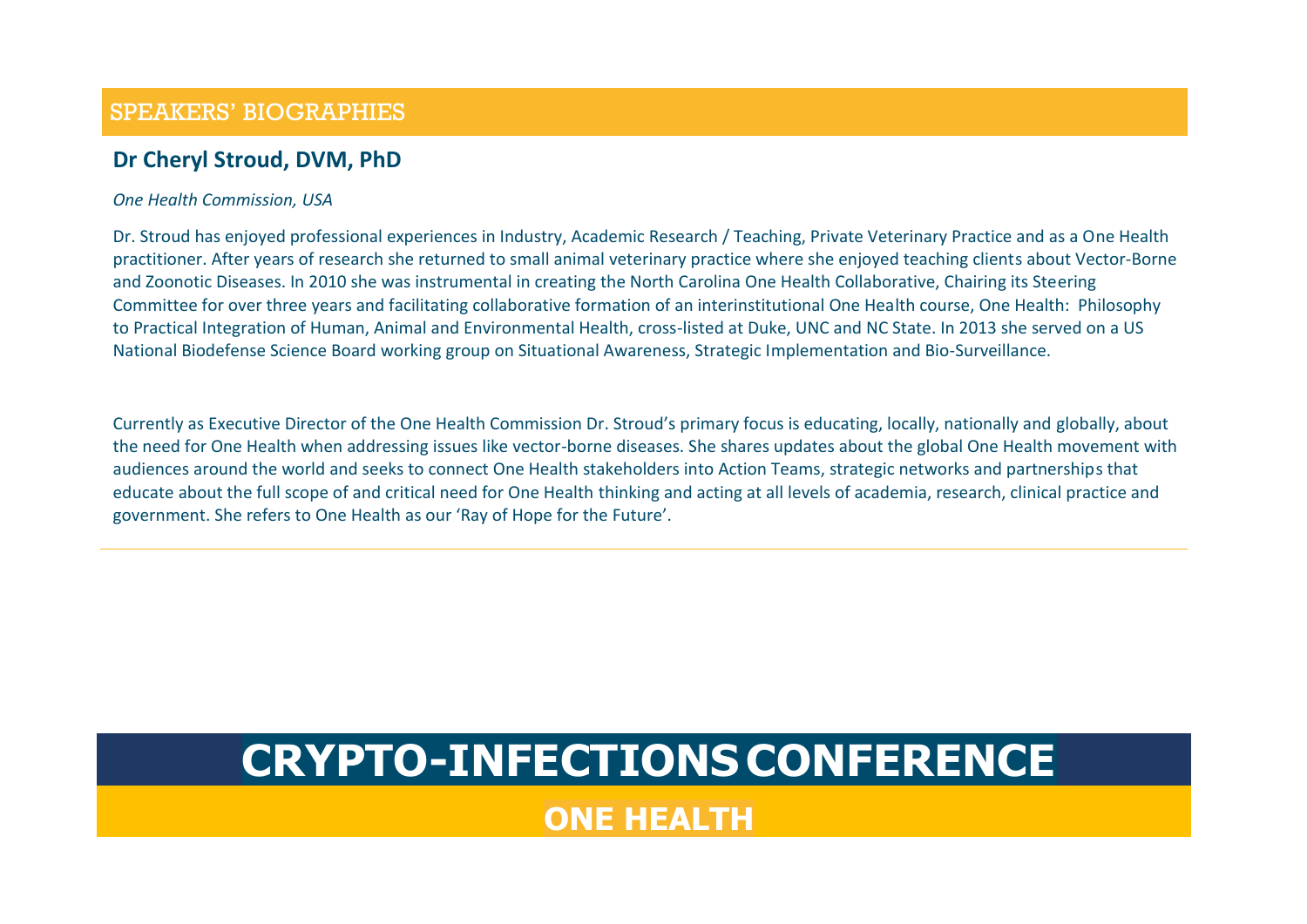## SPEAKERS' BIOGRAPHIES

### Dr Cheryl Stroud, DVM, PhD

*One Health Commission, USA*

Dr. Stroud has enjoyed professional experiences in Industry, Academic Research / Teaching, Private Veterinary Practice and as a One Health practitioner. After years of research she returned to small animal veterinary practice where she enjoyed teaching clients about Vector-Borne and Zoonotic Diseases. In 2010 she was instrumental in creating the North Carolina One Health Collaborative, Chairing its Steering Committee for over three years and facilitating collaborative formation of an interinstitutional One Health course, One Health: Philosophy to Practical Integration of Human, Animal and Environmental Health, cross-listed at Duke, UNC and NC State. In 2013 she served on a US National Biodefense Science Board working group on Situational Awareness, Strategic Implementation and Bio-Surveillance.

Currently as Executive Director of the One Health Commission Dr. Stroud's primary focus is educating, locally, nationally and globally, about the need for One Health when addressing issues like vector-borne diseases. She shares updates about the global One Health movement with audiences around the world and seeks to connect One Health stakeholders into Action Teams, strategic networks and partnerships that educate about the full scope of and critical need for One Health thinking and acting at all levels of academia, research, clinical practice and government. She refers to One Health as our 'Ray of Hope for the Future'.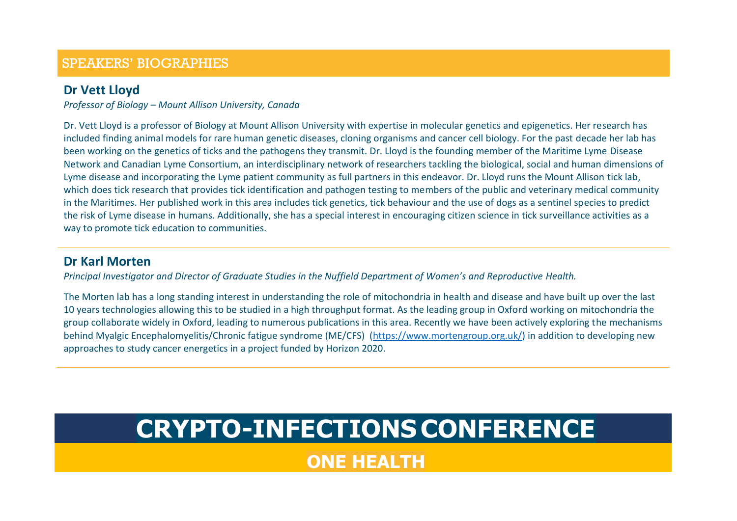## SPEAKERS' BIOGRAPHIES

### Dr Vett Lloyd

*Professor of Biology – Mount Allison University, Canada*

Dr. Vett Lloyd is a professor of Biology at Mount Allison University with expertise in molecular genetics and epigenetics. Her research has included finding animal models for rare human genetic diseases, cloning organisms and cancer cell biology. For the past decade her lab has been working on the genetics of ticks and the pathogens they transmit. Dr. Lloyd is the founding member of the Maritime Lyme Disease Network and Canadian Lyme Consortium, an interdisciplinary network of researchers tackling the biological, social and human dimensions of Lyme disease and incorporating the Lyme patient community as full partners in this endeavor. Dr. Lloyd runs the Mount Allison tick lab, which does tick research that provides tick identification and pathogen testing to members of the public and veterinary medical community in the Maritimes. Her published work in this area includes tick genetics, tick behaviour and the use of dogs as a sentinel species to predict the risk of Lyme disease in humans. Additionally, she has a special interest in encouraging citizen science in tick surveillance activities as a way to promote tick education to communities.

---

### Dr Karl Morten

*Principal Investigator and Director of Graduate Studies in the Nuffield Department of Women's and Reproductive Health.*

The Morten lab has a long standing interest in understanding the role of mitochondria in health and disease and have built up over the last 10 years technologies allowing this to be studied in a high throughput format. As the leading group in Oxford working on mitochondria the group collaborate widely in Oxford, leading to numerous publications in this area. Recently we have been actively exploring the mechanisms behind Myalgic Encephalomyelitis/Chronic fatigue syndrome (ME/CFS) (https://www.mortengroup.org.uk/) in addition to developing new approaches to study cancer energetics in a project funded by Horizon 2020.

---

# CRYPTO-INFECTIONS CONFERENCE

## ONE HEALTH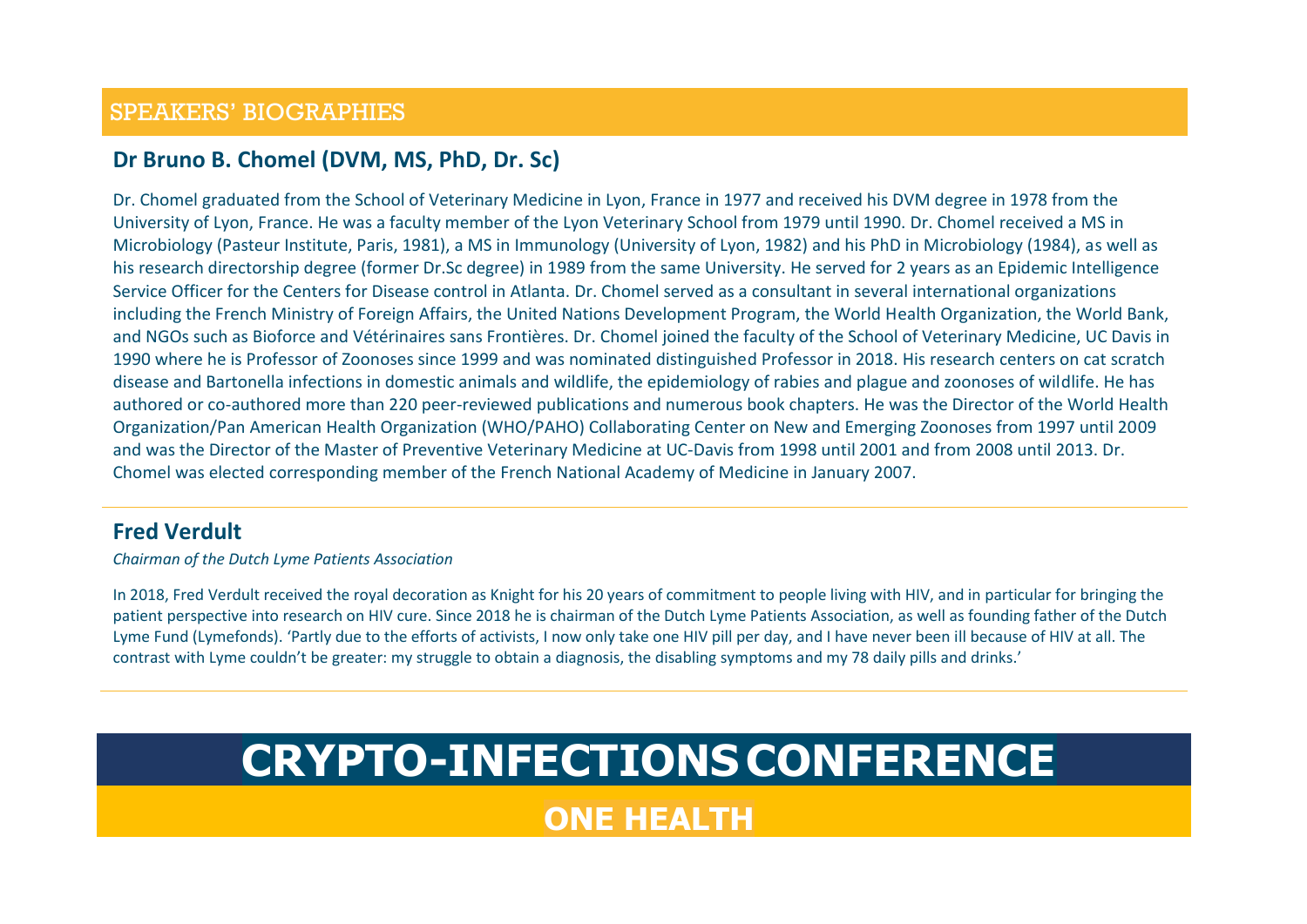## SPEAKERS' BIOGRAPHIES

### Dr Bruno B. Chomel (DVM, MS, PhD, Dr. Sc)

Dr. Chomel graduated from the School of Veterinary Medicine in Lyon, France in 1977 and received his DVM degree in 1978 from the University of Lyon, France. He was a faculty member of the Lyon Veterinary School from 1979 until 1990. Dr. Chomel received a MS in Microbiology (Pasteur Institute, Paris, 1981), a MS in Immunology (University of Lyon, 1982) and his PhD in Microbiology (1984), as well as his research directorship degree (former Dr.Sc degree) in 1989 from the same University. He served for 2 years as an Epidemic Intelligence Service Officer for the Centers for Disease control in Atlanta. Dr. Chomel served as a consultant in several international organizations including the French Ministry of Foreign Affairs, the United Nations Development Program, the World Health Organization, the World Bank, and NGOs such as Bioforce and Vétérinaires sans Frontières. Dr. Chomel joined the faculty of the School of Veterinary Medicine, UC Davis in 1990 where he is Professor of Zoonoses since 1999 and was nominated distinguished Professor in 2018. His research centers on cat scratch disease and Bartonella infections in domestic animals and wildlife, the epidemiology of rabies and plague and zoonoses of wildlife. He has authored or co-authored more than 220 peer-reviewed publications and numerous book chapters. He was the Director of the World Health Organization/Pan American Health Organization (WHO/PAHO) Collaborating Center on New and Emerging Zoonoses from 1997 until 2009 and was the Director of the Master of Preventive Veterinary Medicine at UC-Davis from 1998 until 2001 and from 2008 until 2013. Dr. Chomel was elected corresponding member of the French National Academy of Medicine in January 2007.

---

### Fred Verdult

*Chairman of the Dutch Lyme Patients Association*

In 2018, Fred Verdult received the royal decoration as Knight for his 20 years of commitment to people living with HIV, and in particular for bringing the patient perspective into research on HIV cure. Since 2018 he is chairman of the Dutch Lyme Patients Association, as well as founding father of the Dutch Lyme Fund (Lymefonds). 'Partly due to the efforts of activists, I now only take one HIV pill per day, and I have never been ill because of HIV at all. The contrast with Lyme couldn't be greater: my struggle to obtain a diagnosis, the disabling symptoms and my 78 daily pills and drinks.'

---

# CRYPTO-INFECTIONS CONFERENCE

## ONE HEALTH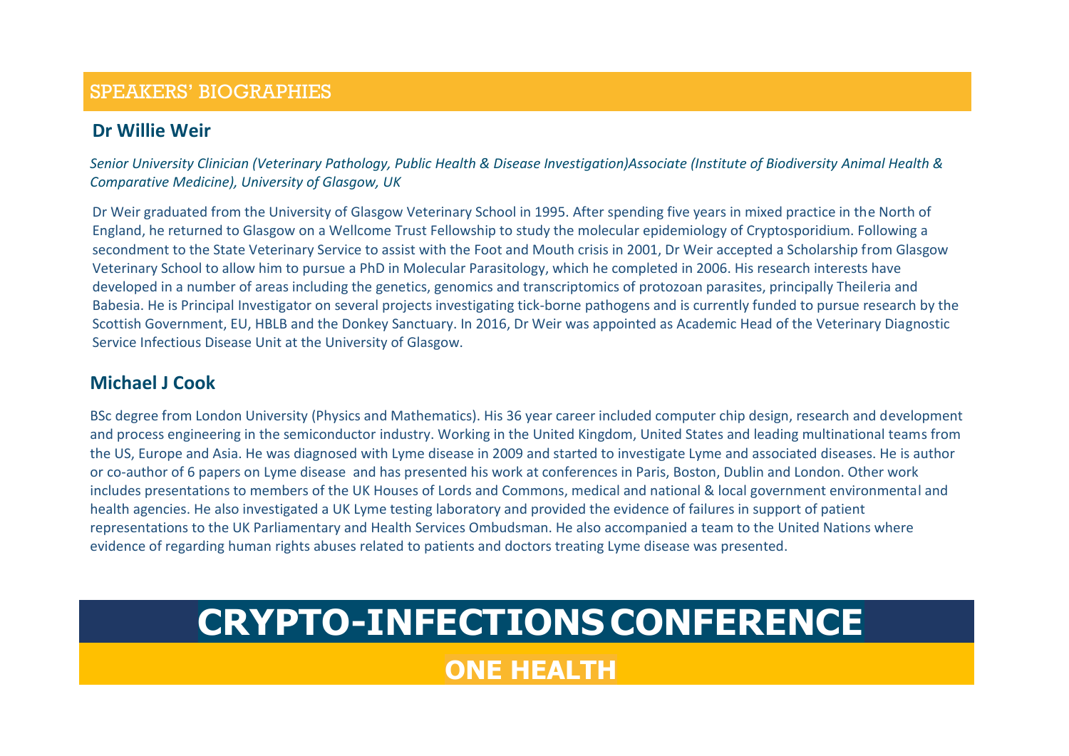## SPEAKERS' BIOGRAPHIES

### Dr Willie Weir

*Senior University Clinician (Veterinary Pathology, Public Health & Disease Investigation)Associate (Institute of Biodiversity Animal Health & Comparative Medicine), University of Glasgow, UK*

Dr Weir graduated from the University of Glasgow Veterinary School in 1995. After spending five years in mixed practice in the North of England, he returned to Glasgow on a Wellcome Trust Fellowship to study the molecular epidemiology of Cryptosporidium. Following a secondment to the State Veterinary Service to assist with the Foot and Mouth crisis in 2001, Dr Weir accepted a Scholarship from Glasgow Veterinary School to allow him to pursue a PhD in Molecular Parasitology, which he completed in 2006. His research interests have developed in a number of areas including the genetics, genomics and transcriptomics of protozoan parasites, principally Theileria and Babesia. He is Principal Investigator on several projects investigating tick-borne pathogens and is currently funded to pursue research by the Scottish Government, EU, HBLB and the Donkey Sanctuary. In 2016, Dr Weir was appointed as Academic Head of the Veterinary Diagnostic Service Infectious Disease Unit at the University of Glasgow.

### Michael J Cook

BSc degree from London University (Physics and Mathematics). His 36 year career included computer chip design, research and development and process engineering in the semiconductor industry. Working in the United Kingdom, United States and leading multinational teams from the US, Europe and Asia. He was diagnosed with Lyme disease in 2009 and started to investigate Lyme and associated diseases. He is author or co-author of 6 papers on Lyme disease and has presented his work at conferences in Paris, Boston, Dublin and London. Other work includes presentations to members of the UK Houses of Lords and Commons, medical and national & local government environmental and health agencies. He also investigated a UK Lyme testing laboratory and provided the evidence of failures in support of patient representations to the UK Parliamentary and Health Services Ombudsman. He also accompanied a team to the United Nations where evidence of regarding human rights abuses related to patients and doctors treating Lyme disease was presented.